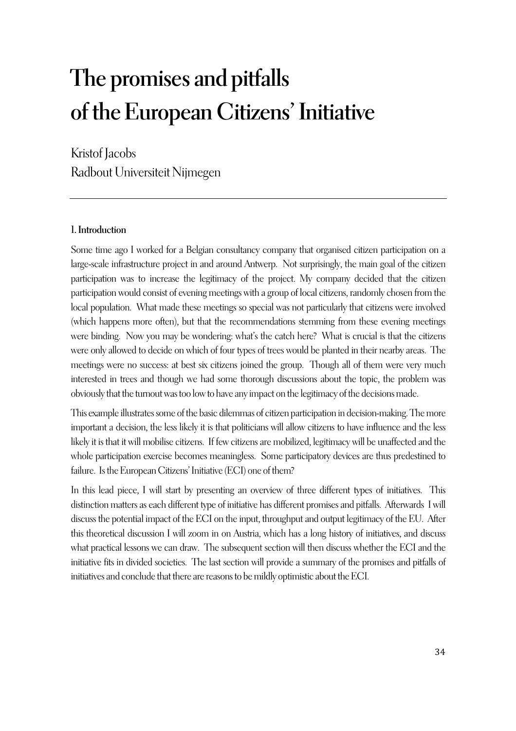# The promises and pitfalls of the European Citizens' Initiative

Kristof Jacobs
Radbout Universiteit Nijmegen

---

### 1. Introduction

Some time ago I worked for a Belgian consultancy company that organised citizen participation on a large-scale infrastructure project in and around Antwerp. Not surprisingly, the main goal of the citizen participation was to increase the legitimacy of the project. My company decided that the citizen participation would consist of evening meetings with a group of local citizens, randomly chosen from the local population. What made these meetings so special was not particularly that citizens were involved (which happens more often), but that the recommendations stemming from these evening meetings were binding. Now you may be wondering: what's the catch here? What is crucial is that the citizens were only allowed to decide on which of four types of trees would be planted in their nearby areas. The meetings were no success: at best six citizens joined the group. Though all of them were very much interested in trees and though we had some thorough discussions about the topic, the problem was obviously that the turnout was too low to have any impact on the legitimacy of the decisions made.

This example illustrates some of the basic dilemmas of citizen participation in decision-making. The more important a decision, the less likely it is that politicians will allow citizens to have influence and the less likely it is that it will mobilise citizens. If few citizens are mobilized, legitimacy will be unaffected and the whole participation exercise becomes meaningless. Some participatory devices are thus predestined to failure. Is the European Citizens' Initiative (ECI) one of them?

In this lead piece, I will start by presenting an overview of three different types of initiatives. This distinction matters as each different type of initiative has different promises and pitfalls. Afterwards I will discuss the potential impact of the ECI on the input, throughput and output legitimacy of the EU. After this theoretical discussion I will zoom in on Austria, which has a long history of initiatives, and discuss what practical lessons we can draw. The subsequent section will then discuss whether the ECI and the initiative fits in divided societies. The last section will provide a summary of the promises and pitfalls of initiatives and conclude that there are reasons to be mildly optimistic about the ECI.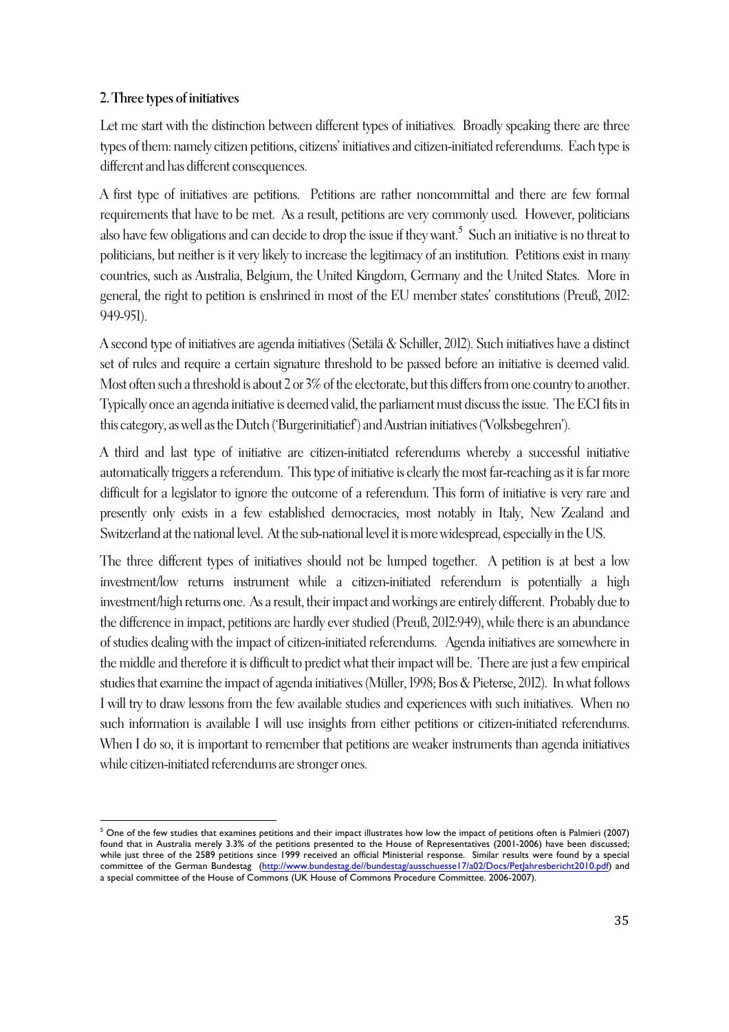## 2. Three types of initiatives

Let me start with the distinction between different types of initiatives. Broadly speaking there are three types of them: namely citizen petitions, citizens' initiatives and citizen-initiated referendums. Each type is different and has different consequences.

A first type of initiatives are petitions. Petitions are rather noncommittal and there are few formal requirements that have to be met. As a result, petitions are very commonly used. However, politicians also have few obligations and can decide to drop the issue if they want.[5] Such an initiative is no threat to politicians, but neither is it very likely to increase the legitimacy of an institution. Petitions exist in many countries, such as Australia, Belgium, the United Kingdom, Germany and the United States. More in general, the right to petition is enshrined in most of the EU member states' constitutions (Preuß, 2012: 949-951).

A second type of initiatives are agenda initiatives (Setälä & Schiller, 2012). Such initiatives have a distinct set of rules and require a certain signature threshold to be passed before an initiative is deemed valid. Most often such a threshold is about 2 or 3% of the electorate, but this differs from one country to another. Typically once an agenda initiative is deemed valid, the parliament must discuss the issue. The ECI fits in this category, as well as the Dutch ('Burgerinitiatief') and Austrian initiatives ('Volksbegehren').

A third and last type of initiative are citizen-initiated referendums whereby a successful initiative automatically triggers a referendum. This type of initiative is clearly the most far-reaching as it is far more difficult for a legislator to ignore the outcome of a referendum. This form of initiative is very rare and presently only exists in a few established democracies, most notably in Italy, New Zealand and Switzerland at the national level. At the sub-national level it is more widespread, especially in the US.

The three different types of initiatives should not be lumped together. A petition is at best a low investment/low returns instrument while a citizen-initiated referendum is potentially a high investment/high returns one. As a result, their impact and workings are entirely different. Probably due to the difference in impact, petitions are hardly ever studied (Preuß, 2012:949), while there is an abundance of studies dealing with the impact of citizen-initiated referendums. Agenda initiatives are somewhere in the middle and therefore it is difficult to predict what their impact will be. There are just a few empirical studies that examine the impact of agenda initiatives (Müller, 1998; Bos & Pieterse, 2012). In what follows I will try to draw lessons from the few available studies and experiences with such initiatives. When no such information is available I will use insights from either petitions or citizen-initiated referendums. When I do so, it is important to remember that petitions are weaker instruments than agenda initiatives while citizen-initiated referendums are stronger ones.

---

[5] One of the few studies that examines petitions and their impact illustrates how low the impact of petitions often is Palmieri (2007) found that in Australia merely 3.3% of the petitions presented to the House of Representatives (2001-2006) have been discussed; while just three of the 2589 petitions since 1999 received an official Ministerial response. Similar results were found by a special committee of the German Bundestag (http://www.bundestag.de//bundestag/ausschuesse17/a02/Docs/PetJahresbericht2010.pdf) and a special committee of the House of Commons (UK House of Commons Procedure Committee. 2006-2007).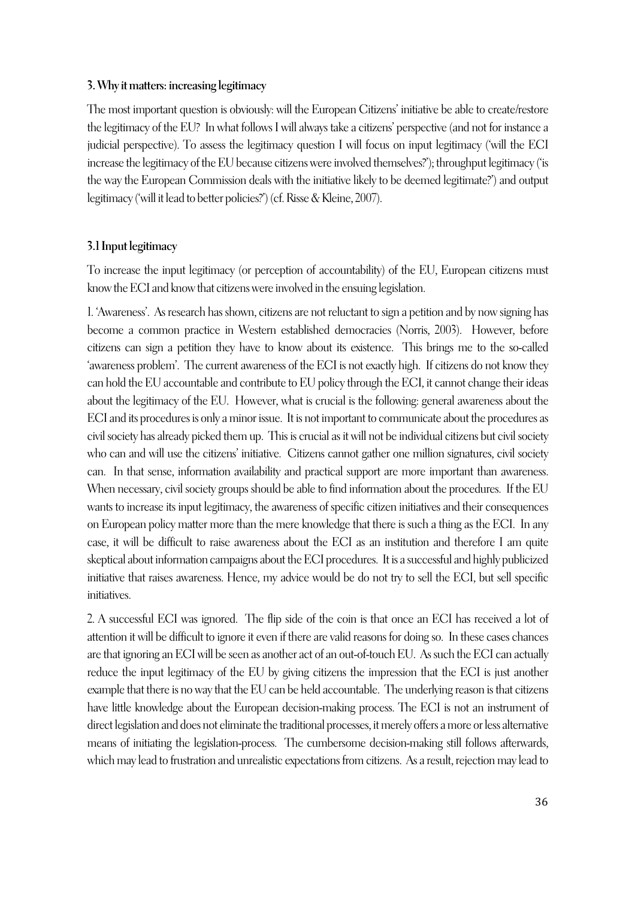### 3. Why it matters: increasing legitimacy

The most important question is obviously: will the European Citizens' initiative be able to create/restore the legitimacy of the EU? In what follows I will always take a citizens' perspective (and not for instance a judicial perspective). To assess the legitimacy question I will focus on input legitimacy ('will the ECI increase the legitimacy of the EU because citizens were involved themselves?'); throughput legitimacy ('is the way the European Commission deals with the initiative likely to be deemed legitimate?') and output legitimacy ('will it lead to better policies?') (cf. Risse & Kleine, 2007).

### 3.1 Input legitimacy

To increase the input legitimacy (or perception of accountability) of the EU, European citizens must know the ECI and know that citizens were involved in the ensuing legislation.

1. 'Awareness'. As research has shown, citizens are not reluctant to sign a petition and by now signing has become a common practice in Western established democracies (Norris, 2003). However, before citizens can sign a petition they have to know about its existence. This brings me to the so-called 'awareness problem'. The current awareness of the ECI is not exactly high. If citizens do not know they can hold the EU accountable and contribute to EU policy through the ECI, it cannot change their ideas about the legitimacy of the EU. However, what is crucial is the following: general awareness about the ECI and its procedures is only a minor issue. It is not important to communicate about the procedures as civil society has already picked them up. This is crucial as it will not be individual citizens but civil society who can and will use the citizens' initiative. Citizens cannot gather one million signatures, civil society can. In that sense, information availability and practical support are more important than awareness. When necessary, civil society groups should be able to find information about the procedures. If the EU wants to increase its input legitimacy, the awareness of specific citizen initiatives and their consequences on European policy matter more than the mere knowledge that there is such a thing as the ECI. In any case, it will be difficult to raise awareness about the ECI as an institution and therefore I am quite skeptical about information campaigns about the ECI procedures. It is a successful and highly publicized initiative that raises awareness. Hence, my advice would be do not try to sell the ECI, but sell specific initiatives.

2. A successful ECI was ignored. The flip side of the coin is that once an ECI has received a lot of attention it will be difficult to ignore it even if there are valid reasons for doing so. In these cases chances are that ignoring an ECI will be seen as another act of an out-of-touch EU. As such the ECI can actually reduce the input legitimacy of the EU by giving citizens the impression that the ECI is just another example that there is no way that the EU can be held accountable. The underlying reason is that citizens have little knowledge about the European decision-making process. The ECI is not an instrument of direct legislation and does not eliminate the traditional processes, it merely offers a more or less alternative means of initiating the legislation-process. The cumbersome decision-making still follows afterwards, which may lead to frustration and unrealistic expectations from citizens. As a result, rejection may lead to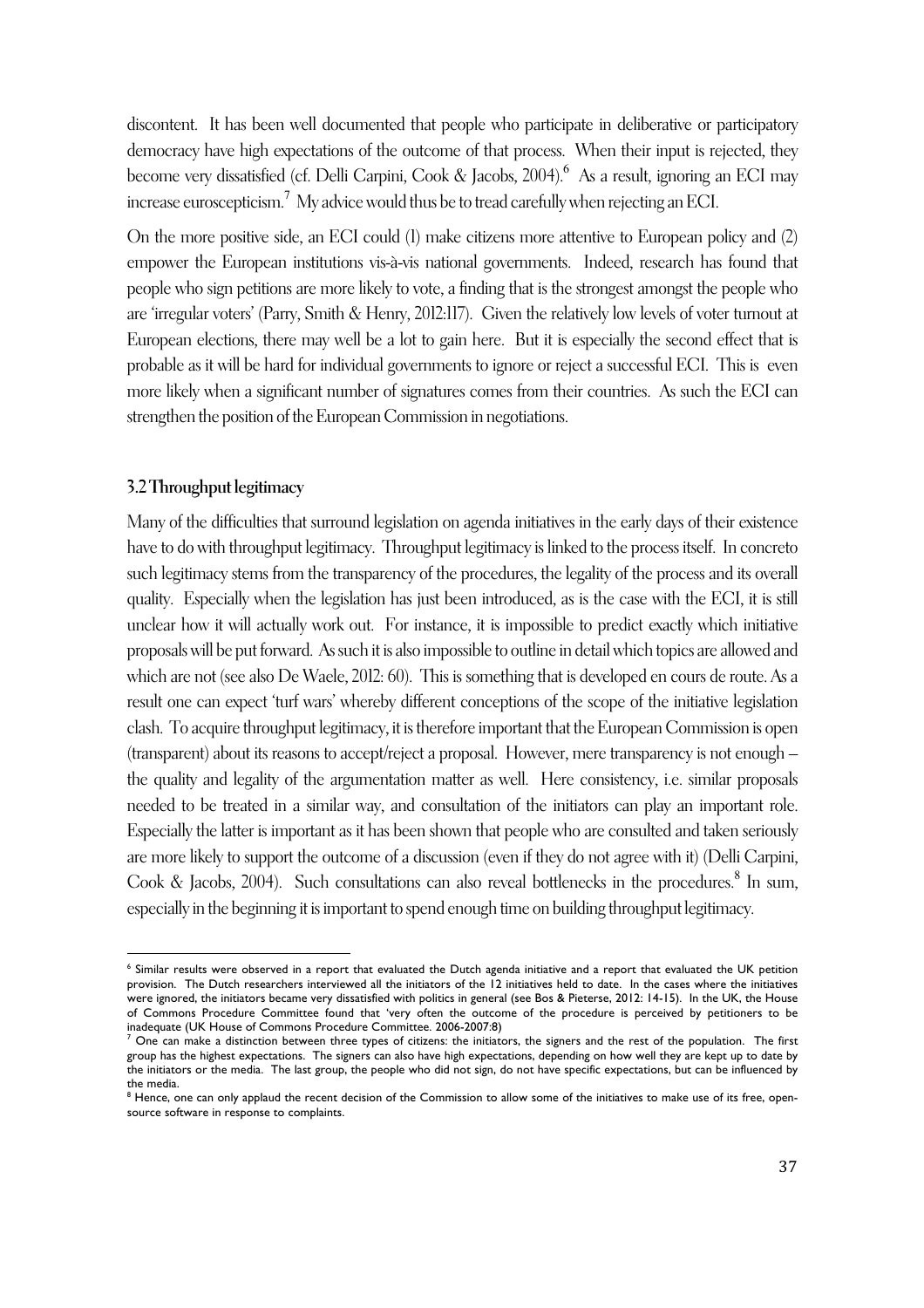discontent. It has been well documented that people who participate in deliberative or participatory democracy have high expectations of the outcome of that process. When their input is rejected, they become very dissatisfied (cf. Delli Carpini, Cook & Jacobs, 2004).[6] As a result, ignoring an ECI may increase euroscepticism.[7] My advice would thus be to tread carefully when rejecting an ECI.

On the more positive side, an ECI could (1) make citizens more attentive to European policy and (2) empower the European institutions vis-à-vis national governments. Indeed, research has found that people who sign petitions are more likely to vote, a finding that is the strongest amongst the people who are 'irregular voters' (Parry, Smith & Henry, 2012:117). Given the relatively low levels of voter turnout at European elections, there may well be a lot to gain here. But it is especially the second effect that is probable as it will be hard for individual governments to ignore or reject a successful ECI. This is even more likely when a significant number of signatures comes from their countries. As such the ECI can strengthen the position of the European Commission in negotiations.

### 3.2 Throughput legitimacy

Many of the difficulties that surround legislation on agenda initiatives in the early days of their existence have to do with throughput legitimacy. Throughput legitimacy is linked to the process itself. In concreto such legitimacy stems from the transparency of the procedures, the legality of the process and its overall quality. Especially when the legislation has just been introduced, as is the case with the ECI, it is still unclear how it will actually work out. For instance, it is impossible to predict exactly which initiative proposals will be put forward. As such it is also impossible to outline in detail which topics are allowed and which are not (see also De Waele, 2012: 60). This is something that is developed en cours de route. As a result one can expect 'turf wars' whereby different conceptions of the scope of the initiative legislation clash. To acquire throughput legitimacy, it is therefore important that the European Commission is open (transparent) about its reasons to accept/reject a proposal. However, mere transparency is not enough – the quality and legality of the argumentation matter as well. Here consistency, i.e. similar proposals needed to be treated in a similar way, and consultation of the initiators can play an important role. Especially the latter is important as it has been shown that people who are consulted and taken seriously are more likely to support the outcome of a discussion (even if they do not agree with it) (Delli Carpini, Cook & Jacobs, 2004). Such consultations can also reveal bottlenecks in the procedures.[8] In sum, especially in the beginning it is important to spend enough time on building throughput legitimacy.

---

[6] Similar results were observed in a report that evaluated the Dutch agenda initiative and a report that evaluated the UK petition provision. The Dutch researchers interviewed all the initiators of the 12 initiatives held to date. In the cases where the initiatives were ignored, the initiators became very dissatisfied with politics in general (see Bos & Pieterse, 2012: 14-15). In the UK, the House of Commons Procedure Committee found that 'very often the outcome of the procedure is perceived by petitioners to be inadequate (UK House of Commons Procedure Committee. 2006-2007:8)

[7] One can make a distinction between three types of citizens: the initiators, the signers and the rest of the population. The first group has the highest expectations. The signers can also have high expectations, depending on how well they are kept up to date by the initiators or the media. The last group, the people who did not sign, do not have specific expectations, but can be influenced by the media.

[8] Hence, one can only applaud the recent decision of the Commission to allow some of the initiatives to make use of its free, open-source software in response to complaints.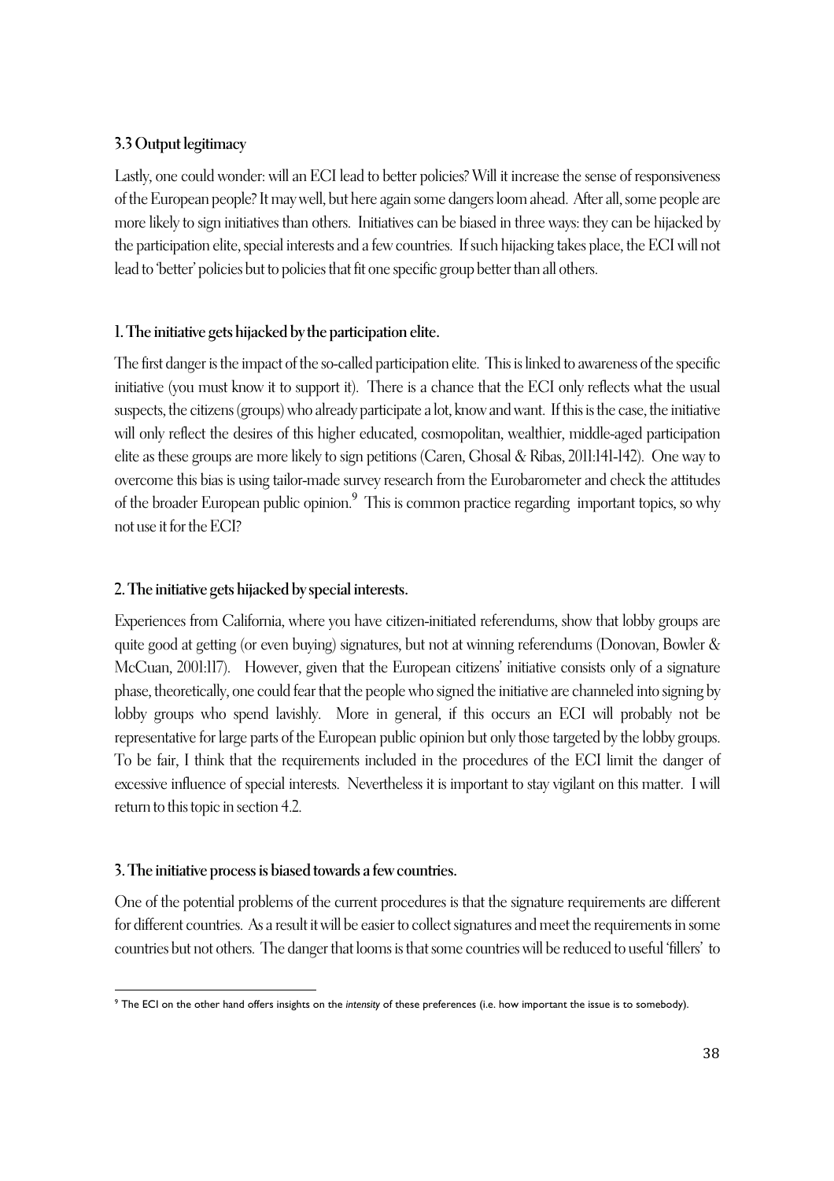### 3.3 Output legitimacy

Lastly, one could wonder: will an ECI lead to better policies? Will it increase the sense of responsiveness of the European people? It may well, but here again some dangers loom ahead. After all, some people are more likely to sign initiatives than others. Initiatives can be biased in three ways: they can be hijacked by the participation elite, special interests and a few countries. If such hijacking takes place, the ECI will not lead to 'better' policies but to policies that fit one specific group better than all others.

#### 1. The initiative gets hijacked by the participation elite.

The first danger is the impact of the so-called participation elite. This is linked to awareness of the specific initiative (you must know it to support it). There is a chance that the ECI only reflects what the usual suspects, the citizens (groups) who already participate a lot, know and want. If this is the case, the initiative will only reflect the desires of this higher educated, cosmopolitan, wealthier, middle-aged participation elite as these groups are more likely to sign petitions (Caren, Ghosal & Ribas, 2011:141-142). One way to overcome this bias is using tailor-made survey research from the Eurobarometer and check the attitudes of the broader European public opinion.[9] This is common practice regarding important topics, so why not use it for the ECI?

#### 2. The initiative gets hijacked by special interests.

Experiences from California, where you have citizen-initiated referendums, show that lobby groups are quite good at getting (or even buying) signatures, but not at winning referendums (Donovan, Bowler & McCuan, 2001:117). However, given that the European citizens' initiative consists only of a signature phase, theoretically, one could fear that the people who signed the initiative are channeled into signing by lobby groups who spend lavishly. More in general, if this occurs an ECI will probably not be representative for large parts of the European public opinion but only those targeted by the lobby groups. To be fair, I think that the requirements included in the procedures of the ECI limit the danger of excessive influence of special interests. Nevertheless it is important to stay vigilant on this matter. I will return to this topic in section 4.2.

#### 3. The initiative process is biased towards a few countries.

One of the potential problems of the current procedures is that the signature requirements are different for different countries. As a result it will be easier to collect signatures and meet the requirements in some countries but not others. The danger that looms is that some countries will be reduced to useful 'fillers' to

---

[9] The ECI on the other hand offers insights on the *intensity* of these preferences (i.e. how important the issue is to somebody).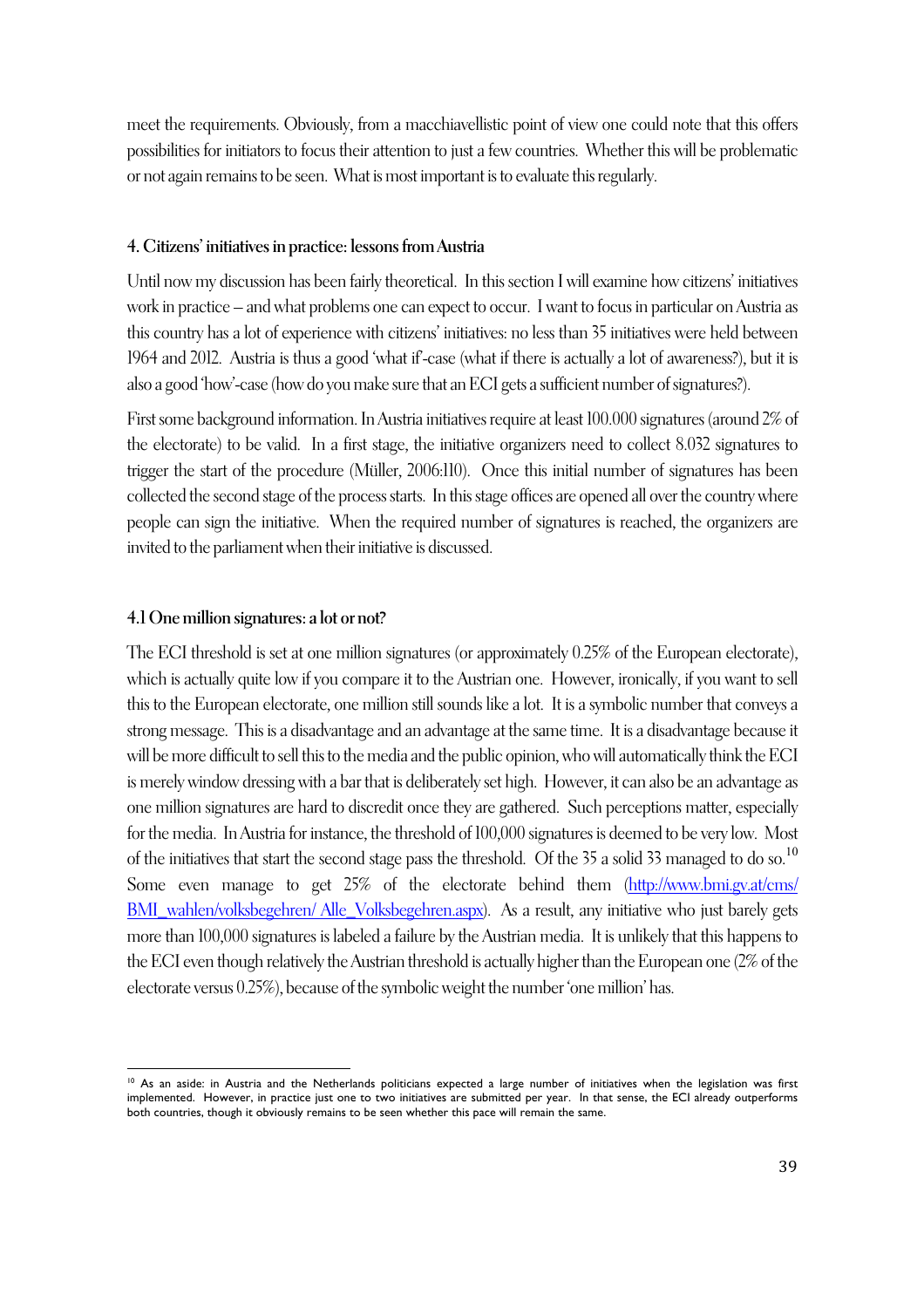meet the requirements. Obviously, from a macchiavellistic point of view one could note that this offers possibilities for initiators to focus their attention to just a few countries. Whether this will be problematic or not again remains to be seen. What is most important is to evaluate this regularly.

### 4. Citizens' initiatives in practice: lessons from Austria

Until now my discussion has been fairly theoretical. In this section I will examine how citizens' initiatives work in practice – and what problems one can expect to occur. I want to focus in particular on Austria as this country has a lot of experience with citizens' initiatives: no less than 35 initiatives were held between 1964 and 2012. Austria is thus a good 'what if'-case (what if there is actually a lot of awareness?), but it is also a good 'how'-case (how do you make sure that an ECI gets a sufficient number of signatures?).

First some background information. In Austria initiatives require at least 100.000 signatures (around 2% of the electorate) to be valid. In a first stage, the initiative organizers need to collect 8.032 signatures to trigger the start of the procedure (Müller, 2006:110). Once this initial number of signatures has been collected the second stage of the process starts. In this stage offices are opened all over the country where people can sign the initiative. When the required number of signatures is reached, the organizers are invited to the parliament when their initiative is discussed.

### 4.1 One million signatures: a lot or not?

The ECI threshold is set at one million signatures (or approximately 0.25% of the European electorate), which is actually quite low if you compare it to the Austrian one. However, ironically, if you want to sell this to the European electorate, one million still sounds like a lot. It is a symbolic number that conveys a strong message. This is a disadvantage and an advantage at the same time. It is a disadvantage because it will be more difficult to sell this to the media and the public opinion, who will automatically think the ECI is merely window dressing with a bar that is deliberately set high. However, it can also be an advantage as one million signatures are hard to discredit once they are gathered. Such perceptions matter, especially for the media. In Austria for instance, the threshold of 100,000 signatures is deemed to be very low. Most of the initiatives that start the second stage pass the threshold. Of the 35 a solid 33 managed to do so.[10] Some even manage to get 25% of the electorate behind them (http://www.bmi.gv.at/cms/BMI_wahlen/volksbegehren/Alle_Volksbegehren.aspx). As a result, any initiative who just barely gets more than 100,000 signatures is labeled a failure by the Austrian media. It is unlikely that this happens to the ECI even though relatively the Austrian threshold is actually higher than the European one (2% of the electorate versus 0.25%), because of the symbolic weight the number 'one million' has.

[10] As an aside: in Austria and the Netherlands politicians expected a large number of initiatives when the legislation was first implemented. However, in practice just one to two initiatives are submitted per year. In that sense, the ECI already outperforms both countries, though it obviously remains to be seen whether this pace will remain the same.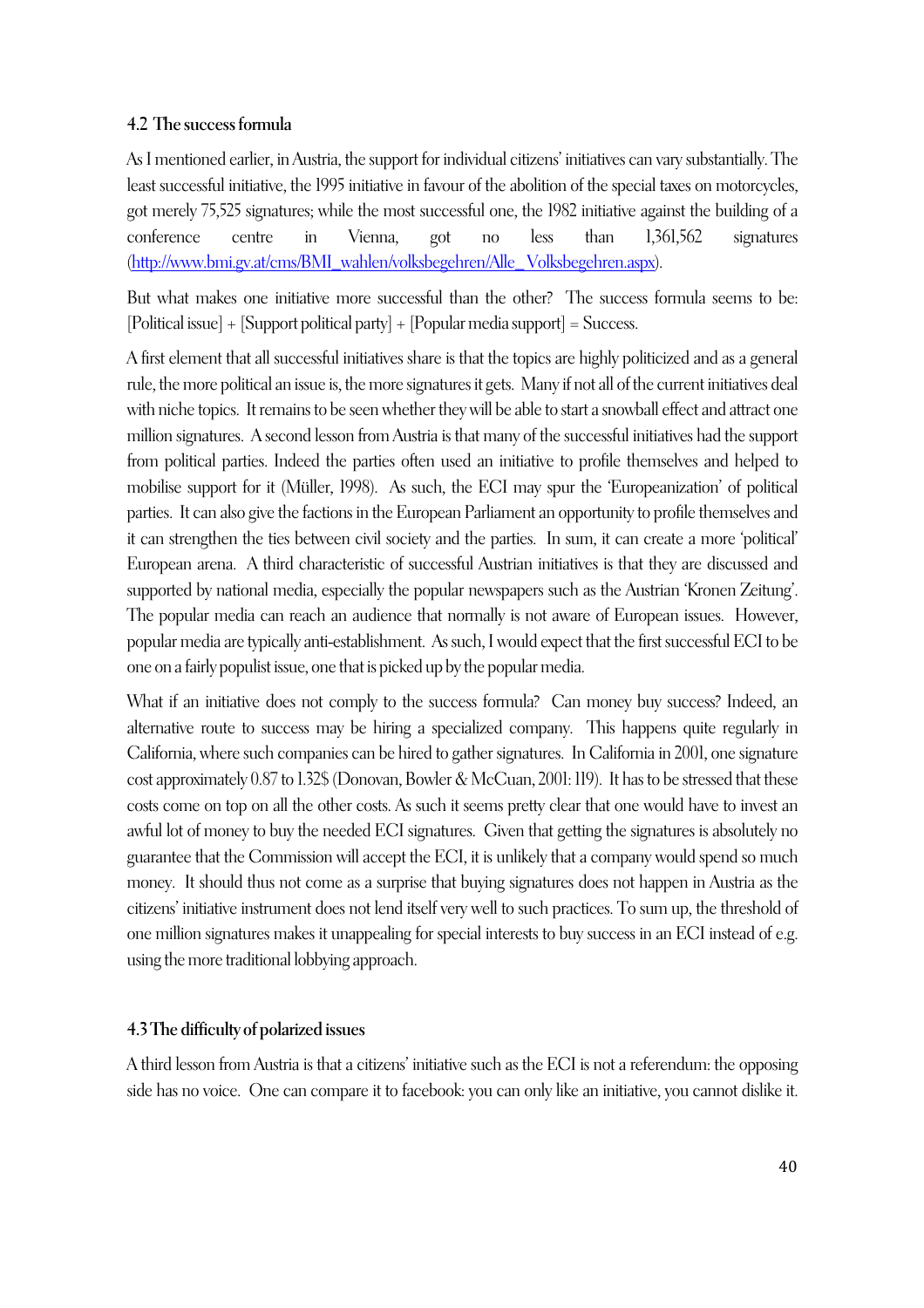### 4.2 The success formula

As I mentioned earlier, in Austria, the support for individual citizens' initiatives can vary substantially. The least successful initiative, the 1995 initiative in favour of the abolition of the special taxes on motorcycles, got merely 75,525 signatures; while the most successful one, the 1982 initiative against the building of a conference centre in Vienna, got no less than 1,361,562 signatures (http://www.bmi.gv.at/cms/BMI_wahlen/volksbegehren/Alle_Volksbegehren.aspx).

But what makes one initiative more successful than the other? The success formula seems to be: [Political issue] + [Support political party] + [Popular media support] = Success.

A first element that all successful initiatives share is that the topics are highly politicized and as a general rule, the more political an issue is, the more signatures it gets. Many if not all of the current initiatives deal with niche topics. It remains to be seen whether they will be able to start a snowball effect and attract one million signatures. A second lesson from Austria is that many of the successful initiatives had the support from political parties. Indeed the parties often used an initiative to profile themselves and helped to mobilise support for it (Müller, 1998). As such, the ECI may spur the 'Europeanization' of political parties. It can also give the factions in the European Parliament an opportunity to profile themselves and it can strengthen the ties between civil society and the parties. In sum, it can create a more 'political' European arena. A third characteristic of successful Austrian initiatives is that they are discussed and supported by national media, especially the popular newspapers such as the Austrian 'Kronen Zeitung'. The popular media can reach an audience that normally is not aware of European issues. However, popular media are typically anti-establishment. As such, I would expect that the first successful ECI to be one on a fairly populist issue, one that is picked up by the popular media.

What if an initiative does not comply to the success formula? Can money buy success? Indeed, an alternative route to success may be hiring a specialized company. This happens quite regularly in California, where such companies can be hired to gather signatures. In California in 2001, one signature cost approximately 0.87 to 1.32$ (Donovan, Bowler & McCuan, 2001: 119). It has to be stressed that these costs come on top on all the other costs. As such it seems pretty clear that one would have to invest an awful lot of money to buy the needed ECI signatures. Given that getting the signatures is absolutely no guarantee that the Commission will accept the ECI, it is unlikely that a company would spend so much money. It should thus not come as a surprise that buying signatures does not happen in Austria as the citizens' initiative instrument does not lend itself very well to such practices. To sum up, the threshold of one million signatures makes it unappealing for special interests to buy success in an ECI instead of e.g. using the more traditional lobbying approach.

### 4.3 The difficulty of polarized issues

A third lesson from Austria is that a citizens' initiative such as the ECI is not a referendum: the opposing side has no voice. One can compare it to facebook: you can only like an initiative, you cannot dislike it.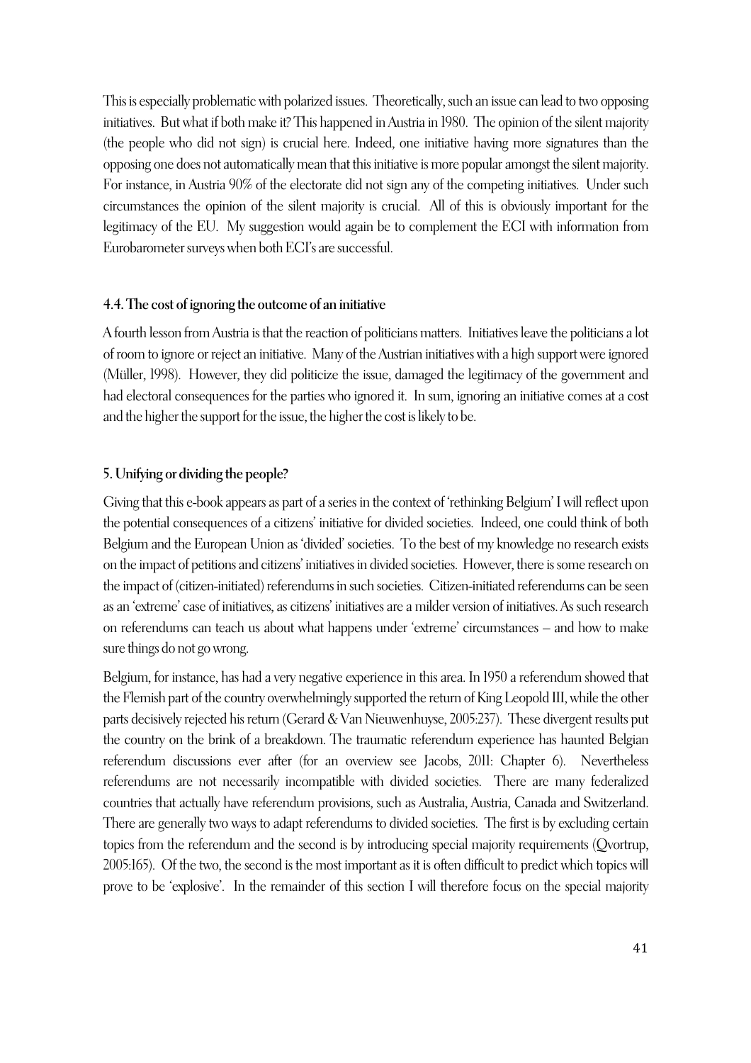This is especially problematic with polarized issues. Theoretically, such an issue can lead to two opposing initiatives. But what if both make it? This happened in Austria in 1980. The opinion of the silent majority (the people who did not sign) is crucial here. Indeed, one initiative having more signatures than the opposing one does not automatically mean that this initiative is more popular amongst the silent majority. For instance, in Austria 90% of the electorate did not sign any of the competing initiatives. Under such circumstances the opinion of the silent majority is crucial. All of this is obviously important for the legitimacy of the EU. My suggestion would again be to complement the ECI with information from Eurobarometer surveys when both ECI's are successful.

### 4.4. The cost of ignoring the outcome of an initiative

A fourth lesson from Austria is that the reaction of politicians matters. Initiatives leave the politicians a lot of room to ignore or reject an initiative. Many of the Austrian initiatives with a high support were ignored (Müller, 1998). However, they did politicize the issue, damaged the legitimacy of the government and had electoral consequences for the parties who ignored it. In sum, ignoring an initiative comes at a cost and the higher the support for the issue, the higher the cost is likely to be.

## 5. Unifying or dividing the people?

Giving that this e-book appears as part of a series in the context of 'rethinking Belgium' I will reflect upon the potential consequences of a citizens' initiative for divided societies. Indeed, one could think of both Belgium and the European Union as 'divided' societies. To the best of my knowledge no research exists on the impact of petitions and citizens' initiatives in divided societies. However, there is some research on the impact of (citizen-initiated) referendums in such societies. Citizen-initiated referendums can be seen as an 'extreme' case of initiatives, as citizens' initiatives are a milder version of initiatives. As such research on referendums can teach us about what happens under 'extreme' circumstances – and how to make sure things do not go wrong.

Belgium, for instance, has had a very negative experience in this area. In 1950 a referendum showed that the Flemish part of the country overwhelmingly supported the return of King Leopold III, while the other parts decisively rejected his return (Gerard & Van Nieuwenhuyse, 2005:237). These divergent results put the country on the brink of a breakdown. The traumatic referendum experience has haunted Belgian referendum discussions ever after (for an overview see Jacobs, 2011: Chapter 6). Nevertheless referendums are not necessarily incompatible with divided societies. There are many federalized countries that actually have referendum provisions, such as Australia, Austria, Canada and Switzerland. There are generally two ways to adapt referendums to divided societies. The first is by excluding certain topics from the referendum and the second is by introducing special majority requirements (Qvortrup, 2005:165). Of the two, the second is the most important as it is often difficult to predict which topics will prove to be 'explosive'. In the remainder of this section I will therefore focus on the special majority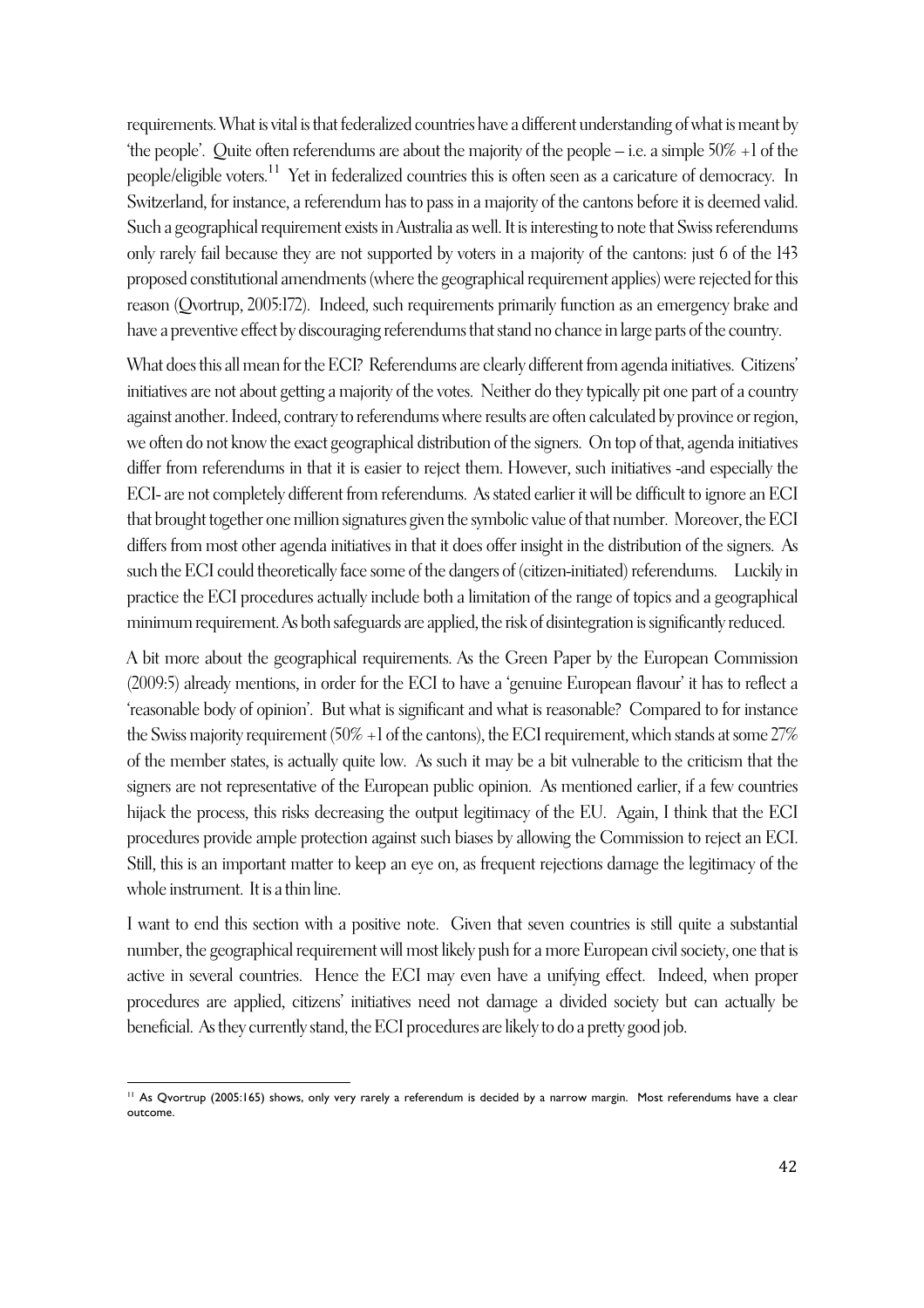requirements. What is vital is that federalized countries have a different understanding of what is meant by 'the people'. Quite often referendums are about the majority of the people – i.e. a simple 50% +1 of the people/eligible voters.[11] Yet in federalized countries this is often seen as a caricature of democracy. In Switzerland, for instance, a referendum has to pass in a majority of the cantons before it is deemed valid. Such a geographical requirement exists in Australia as well. It is interesting to note that Swiss referendums only rarely fail because they are not supported by voters in a majority of the cantons: just 6 of the 143 proposed constitutional amendments (where the geographical requirement applies) were rejected for this reason (Qvortrup, 2005:172). Indeed, such requirements primarily function as an emergency brake and have a preventive effect by discouraging referendums that stand no chance in large parts of the country.

What does this all mean for the ECI? Referendums are clearly different from agenda initiatives. Citizens' initiatives are not about getting a majority of the votes. Neither do they typically pit one part of a country against another. Indeed, contrary to referendums where results are often calculated by province or region, we often do not know the exact geographical distribution of the signers. On top of that, agenda initiatives differ from referendums in that it is easier to reject them. However, such initiatives -and especially the ECI- are not completely different from referendums. As stated earlier it will be difficult to ignore an ECI that brought together one million signatures given the symbolic value of that number. Moreover, the ECI differs from most other agenda initiatives in that it does offer insight in the distribution of the signers. As such the ECI could theoretically face some of the dangers of (citizen-initiated) referendums. Luckily in practice the ECI procedures actually include both a limitation of the range of topics and a geographical minimum requirement. As both safeguards are applied, the risk of disintegration is significantly reduced.

A bit more about the geographical requirements. As the Green Paper by the European Commission (2009:5) already mentions, in order for the ECI to have a 'genuine European flavour' it has to reflect a 'reasonable body of opinion'. But what is significant and what is reasonable? Compared to for instance the Swiss majority requirement (50% +1 of the cantons), the ECI requirement, which stands at some 27% of the member states, is actually quite low. As such it may be a bit vulnerable to the criticism that the signers are not representative of the European public opinion. As mentioned earlier, if a few countries hijack the process, this risks decreasing the output legitimacy of the EU. Again, I think that the ECI procedures provide ample protection against such biases by allowing the Commission to reject an ECI. Still, this is an important matter to keep an eye on, as frequent rejections damage the legitimacy of the whole instrument. It is a thin line.

I want to end this section with a positive note. Given that seven countries is still quite a substantial number, the geographical requirement will most likely push for a more European civil society, one that is active in several countries. Hence the ECI may even have a unifying effect. Indeed, when proper procedures are applied, citizens' initiatives need not damage a divided society but can actually be beneficial. As they currently stand, the ECI procedures are likely to do a pretty good job.

[11] As Qvortrup (2005:165) shows, only very rarely a referendum is decided by a narrow margin. Most referendums have a clear outcome.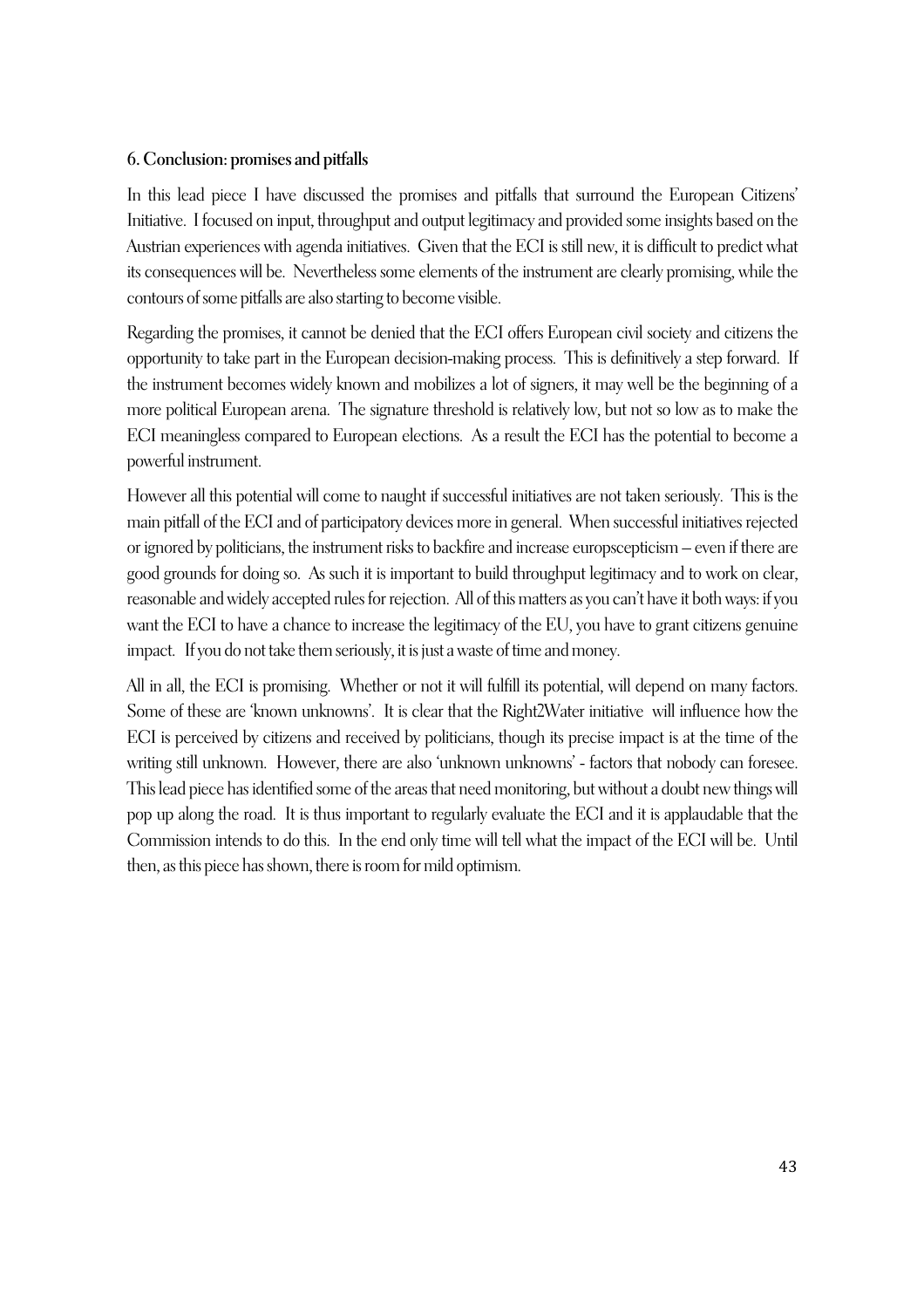## 6. Conclusion: promises and pitfalls

In this lead piece I have discussed the promises and pitfalls that surround the European Citizens' Initiative. I focused on input, throughput and output legitimacy and provided some insights based on the Austrian experiences with agenda initiatives. Given that the ECI is still new, it is difficult to predict what its consequences will be. Nevertheless some elements of the instrument are clearly promising, while the contours of some pitfalls are also starting to become visible.

Regarding the promises, it cannot be denied that the ECI offers European civil society and citizens the opportunity to take part in the European decision-making process. This is definitively a step forward. If the instrument becomes widely known and mobilizes a lot of signers, it may well be the beginning of a more political European arena. The signature threshold is relatively low, but not so low as to make the ECI meaningless compared to European elections. As a result the ECI has the potential to become a powerful instrument.

However all this potential will come to naught if successful initiatives are not taken seriously. This is the main pitfall of the ECI and of participatory devices more in general. When successful initiatives rejected or ignored by politicians, the instrument risks to backfire and increase europscepticism – even if there are good grounds for doing so. As such it is important to build throughput legitimacy and to work on clear, reasonable and widely accepted rules for rejection. All of this matters as you can't have it both ways: if you want the ECI to have a chance to increase the legitimacy of the EU, you have to grant citizens genuine impact. If you do not take them seriously, it is just a waste of time and money.

All in all, the ECI is promising. Whether or not it will fulfill its potential, will depend on many factors. Some of these are 'known unknowns'. It is clear that the Right2Water initiative will influence how the ECI is perceived by citizens and received by politicians, though its precise impact is at the time of the writing still unknown. However, there are also 'unknown unknowns' - factors that nobody can foresee. This lead piece has identified some of the areas that need monitoring, but without a doubt new things will pop up along the road. It is thus important to regularly evaluate the ECI and it is applaudable that the Commission intends to do this. In the end only time will tell what the impact of the ECI will be. Until then, as this piece has shown, there is room for mild optimism.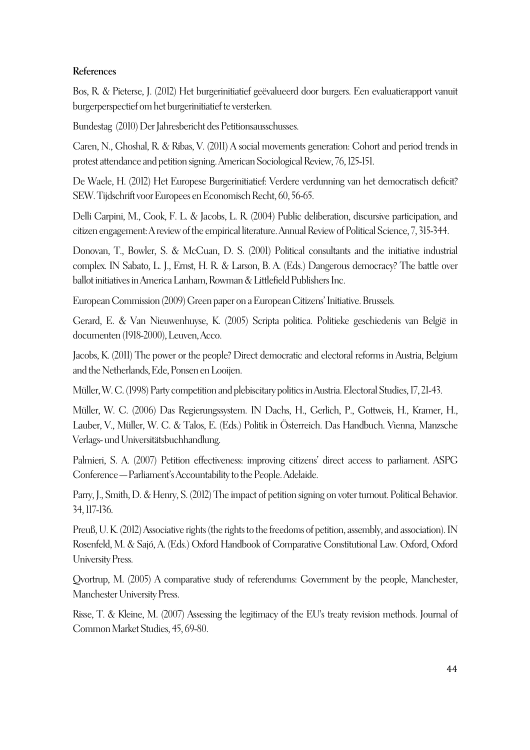**References**

Bos, R. & Pieterse, J. (2012) Het burgerinitiatief geëvalueerd door burgers. Een evaluatierapport vanuit burgerperspectief om het burgerinitiatief te versterken.

Bundestag (2010) Der Jahresbericht des Petitionsausschusses.

Caren, N., Ghoshal, R. & Ribas, V. (2011) A social movements generation: Cohort and period trends in protest attendance and petition signing. American Sociological Review, 76, 125-151.

De Waele, H. (2012) Het Europese Burgerinitiatief: Verdere verdunning van het democratisch deficit? SEW. Tijdschrift voor Europees en Economisch Recht, 60, 56-65.

Delli Carpini, M., Cook, F. L. & Jacobs, L. R. (2004) Public deliberation, discursive participation, and citizen engagement: A review of the empirical literature. Annual Review of Political Science, 7, 315-344.

Donovan, T., Bowler, S. & McCuan, D. S. (2001) Political consultants and the initiative industrial complex. IN Sabato, L. J., Ernst, H. R. & Larson, B. A. (Eds.) Dangerous democracy? The battle over ballot initiatives in America Lanham, Rowman & Littlefield Publishers Inc.

European Commission (2009) Green paper on a European Citizens' Initiative. Brussels.

Gerard, E. & Van Nieuwenhuyse, K. (2005) Scripta politica. Politieke geschiedenis van België in documenten (1918-2000), Leuven, Acco.

Jacobs, K. (2011) The power or the people? Direct democratic and electoral reforms in Austria, Belgium and the Netherlands, Ede, Ponsen en Looijen.

Müller, W. C. (1998) Party competition and plebiscitary politics in Austria. Electoral Studies, 17, 21-43.

Müller, W. C. (2006) Das Regierungssystem. IN Dachs, H., Gerlich, P., Gottweis, H., Kramer, H., Lauber, V., Müller, W. C. & Talos, E. (Eds.) Politik in Österreich. Das Handbuch. Vienna, Manzsche Verlags- und Universitätsbuchhandlung.

Palmieri, S. A. (2007) Petition effectiveness: improving citizens' direct access to parliament. ASPG Conference — Parliament's Accountability to the People. Adelaide.

Parry, J., Smith, D. & Henry, S. (2012) The impact of petition signing on voter turnout. Political Behavior. 34, 117-136.

Preuß, U. K. (2012) Associative rights (the rights to the freedoms of petition, assembly, and association). IN Rosenfeld, M. & Sajó, A. (Eds.) Oxford Handbook of Comparative Constitutional Law. Oxford, Oxford University Press.

Qvortrup, M. (2005) A comparative study of referendums: Government by the people, Manchester, Manchester University Press.

Risse, T. & Kleine, M. (2007) Assessing the legitimacy of the EU's treaty revision methods. Journal of Common Market Studies, 45, 69-80.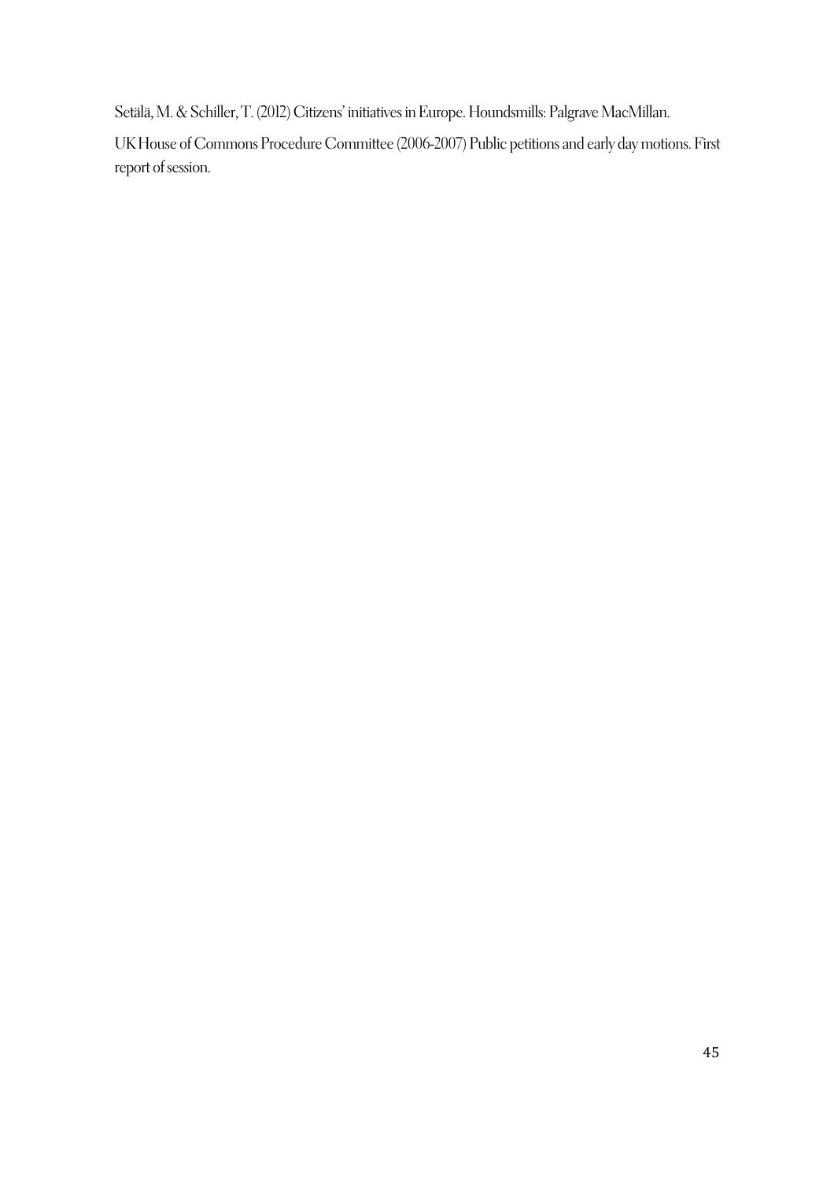Setälä, M. & Schiller, T. (2012) Citizens' initiatives in Europe. Houndsmills: Palgrave MacMillan.

UK House of Commons Procedure Committee (2006-2007) Public petitions and early day motions. First report of session.